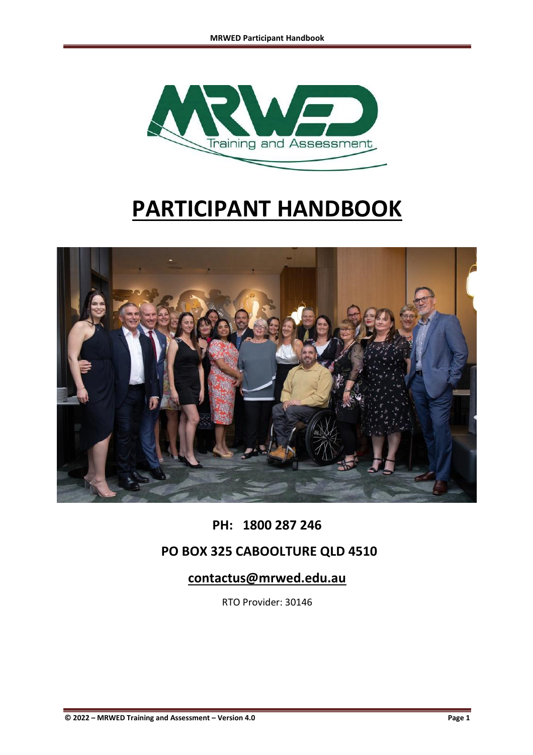# PARTICIPANT HANDBOOK

**PH: 1800 287 246**

**PO BOX 325 CABOOLTURE QLD 4510**

**contactus@mrwed.edu.au**

RTO Provider: 30146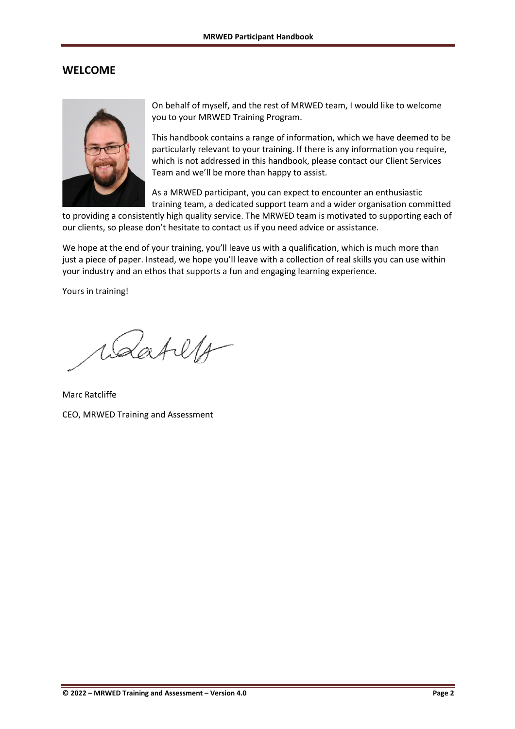## WELCOME

On behalf of myself, and the rest of MRWED team, I would like to welcome you to your MRWED Training Program.

This handbook contains a range of information, which we have deemed to be particularly relevant to your training. If there is any information you require, which is not addressed in this handbook, please contact our Client Services Team and we'll be more than happy to assist.

As a MRWED participant, you can expect to encounter an enthusiastic training team, a dedicated support team and a wider organisation committed to providing a consistently high quality service. The MRWED team is motivated to supporting each of our clients, so please don't hesitate to contact us if you need advice or assistance.

We hope at the end of your training, you'll leave us with a qualification, which is much more than just a piece of paper. Instead, we hope you'll leave with a collection of real skills you can use within your industry and an ethos that supports a fun and engaging learning experience.

Yours in training!

Marc Ratcliffe

CEO, MRWED Training and Assessment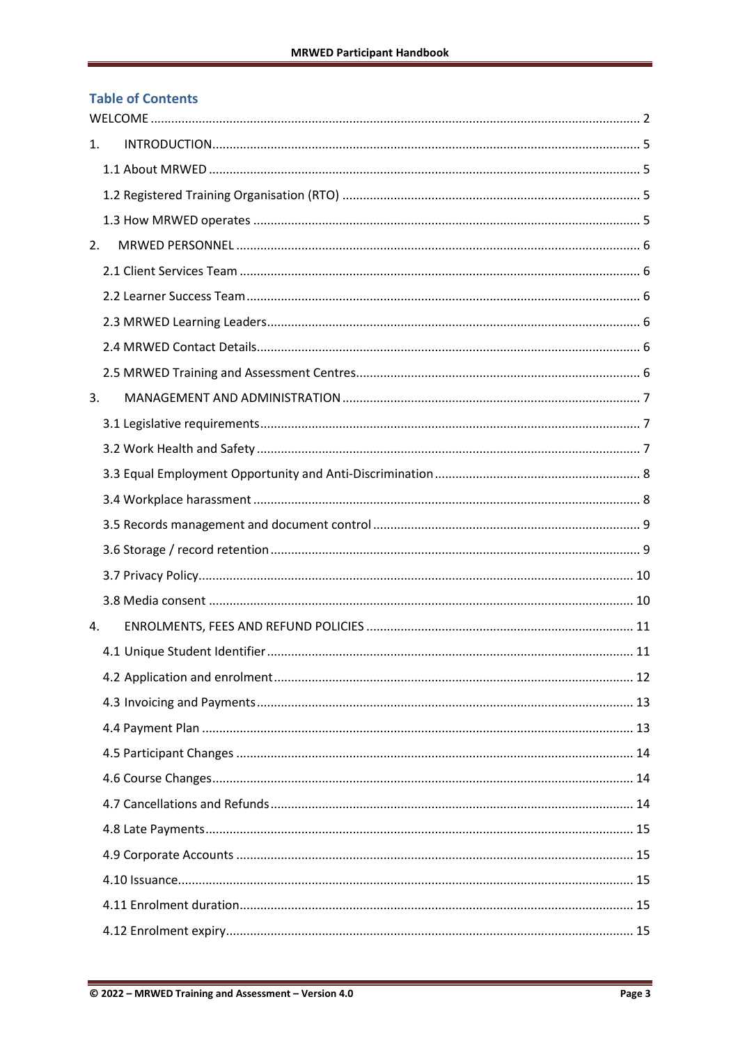## Table of Contents

WELCOME ..... 2

1. INTRODUCTION ..... 5
   - 1.1 About MRWED ..... 5
   - 1.2 Registered Training Organisation (RTO) ..... 5
   - 1.3 How MRWED operates ..... 5
2. MRWED PERSONNEL ..... 6
   - 2.1 Client Services Team ..... 6
   - 2.2 Learner Success Team ..... 6
   - 2.3 MRWED Learning Leaders ..... 6
   - 2.4 MRWED Contact Details ..... 6
   - 2.5 MRWED Training and Assessment Centres ..... 6
3. MANAGEMENT AND ADMINISTRATION ..... 7
   - 3.1 Legislative requirements ..... 7
   - 3.2 Work Health and Safety ..... 7
   - 3.3 Equal Employment Opportunity and Anti-Discrimination ..... 8
   - 3.4 Workplace harassment ..... 8
   - 3.5 Records management and document control ..... 9
   - 3.6 Storage / record retention ..... 9
   - 3.7 Privacy Policy ..... 10
   - 3.8 Media consent ..... 10
4. ENROLMENTS, FEES AND REFUND POLICIES ..... 11
   - 4.1 Unique Student Identifier ..... 11
   - 4.2 Application and enrolment ..... 12
   - 4.3 Invoicing and Payments ..... 13
   - 4.4 Payment Plan ..... 13
   - 4.5 Participant Changes ..... 14
   - 4.6 Course Changes ..... 14
   - 4.7 Cancellations and Refunds ..... 14
   - 4.8 Late Payments ..... 15
   - 4.9 Corporate Accounts ..... 15
   - 4.10 Issuance ..... 15
   - 4.11 Enrolment duration ..... 15
   - 4.12 Enrolment expiry ..... 15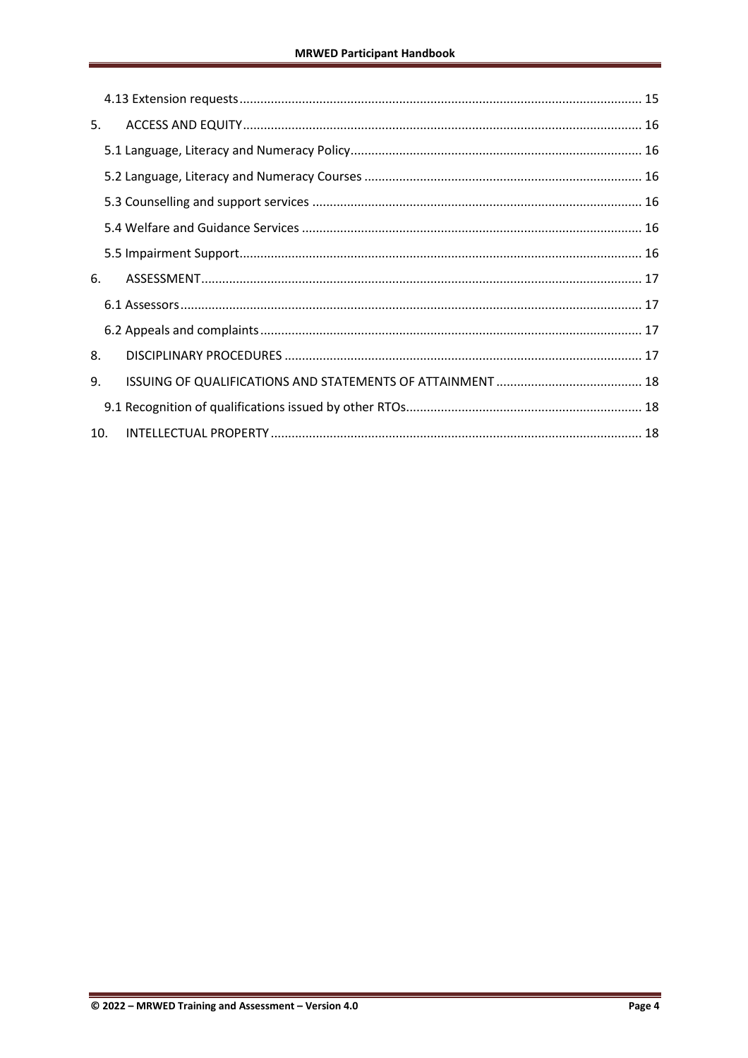4.13 Extension requests ........................................................................................................ 15

5. ACCESS AND EQUITY ........................................................................................................ 16

5.1 Language, Literacy and Numeracy Policy ........................................................................................................ 16

5.2 Language, Literacy and Numeracy Courses ........................................................................................................ 16

5.3 Counselling and support services ........................................................................................................ 16

5.4 Welfare and Guidance Services ........................................................................................................ 16

5.5 Impairment Support ........................................................................................................ 16

6. ASSESSMENT ........................................................................................................ 17

6.1 Assessors ........................................................................................................ 17

6.2 Appeals and complaints ........................................................................................................ 17

8. DISCIPLINARY PROCEDURES ........................................................................................................ 17

9. ISSUING OF QUALIFICATIONS AND STATEMENTS OF ATTAINMENT ........................................................................................................ 18

9.1 Recognition of qualifications issued by other RTOs ........................................................................................................ 18

10. INTELLECTUAL PROPERTY ........................................................................................................ 18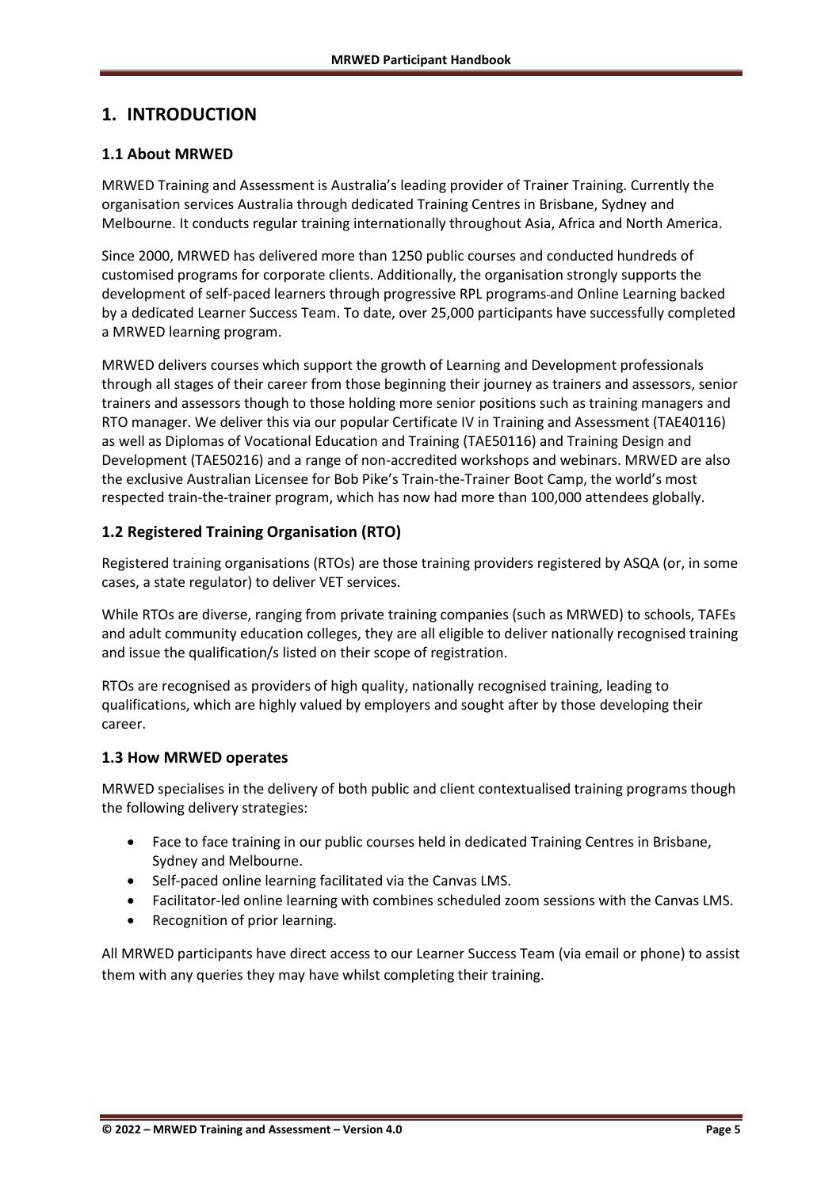# 1. INTRODUCTION

## 1.1 About MRWED

MRWED Training and Assessment is Australia's leading provider of Trainer Training. Currently the organisation services Australia through dedicated Training Centres in Brisbane, Sydney and Melbourne. It conducts regular training internationally throughout Asia, Africa and North America.

Since 2000, MRWED has delivered more than 1250 public courses and conducted hundreds of customised programs for corporate clients. Additionally, the organisation strongly supports the development of self-paced learners through progressive RPL programs and Online Learning backed by a dedicated Learner Success Team. To date, over 25,000 participants have successfully completed a MRWED learning program.

MRWED delivers courses which support the growth of Learning and Development professionals through all stages of their career from those beginning their journey as trainers and assessors, senior trainers and assessors though to those holding more senior positions such as training managers and RTO manager. We deliver this via our popular Certificate IV in Training and Assessment (TAE40116) as well as Diplomas of Vocational Education and Training (TAE50116) and Training Design and Development (TAE50216) and a range of non-accredited workshops and webinars. MRWED are also the exclusive Australian Licensee for Bob Pike's Train-the-Trainer Boot Camp, the world's most respected train-the-trainer program, which has now had more than 100,000 attendees globally.

## 1.2 Registered Training Organisation (RTO)

Registered training organisations (RTOs) are those training providers registered by ASQA (or, in some cases, a state regulator) to deliver VET services.

While RTOs are diverse, ranging from private training companies (such as MRWED) to schools, TAFEs and adult community education colleges, they are all eligible to deliver nationally recognised training and issue the qualification/s listed on their scope of registration.

RTOs are recognised as providers of high quality, nationally recognised training, leading to qualifications, which are highly valued by employers and sought after by those developing their career.

## 1.3 How MRWED operates

MRWED specialises in the delivery of both public and client contextualised training programs though the following delivery strategies:

- Face to face training in our public courses held in dedicated Training Centres in Brisbane, Sydney and Melbourne.
- Self-paced online learning facilitated via the Canvas LMS.
- Facilitator-led online learning with combines scheduled zoom sessions with the Canvas LMS.
- Recognition of prior learning.

All MRWED participants have direct access to our Learner Success Team (via email or phone) to assist them with any queries they may have whilst completing their training.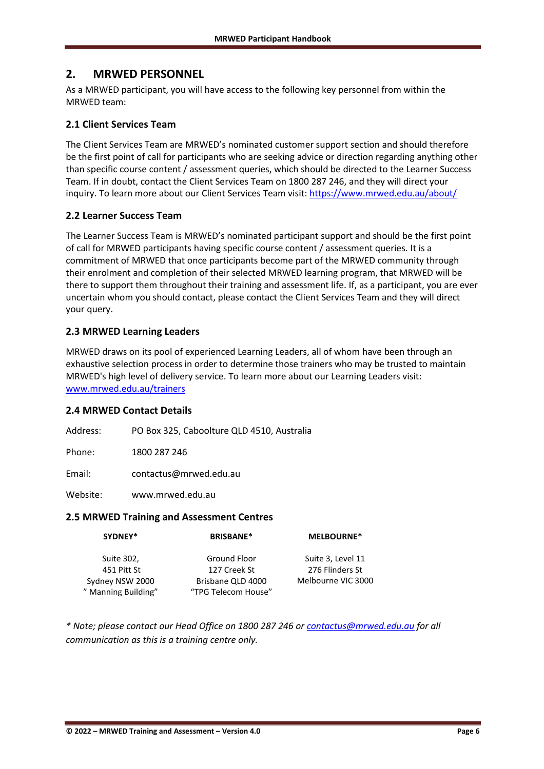## 2. MRWED PERSONNEL

As a MRWED participant, you will have access to the following key personnel from within the MRWED team:

### 2.1 Client Services Team

The Client Services Team are MRWED's nominated customer support section and should therefore be the first point of call for participants who are seeking advice or direction regarding anything other than specific course content / assessment queries, which should be directed to the Learner Success Team. If in doubt, contact the Client Services Team on 1800 287 246, and they will direct your inquiry. To learn more about our Client Services Team visit: https://www.mrwed.edu.au/about/

### 2.2 Learner Success Team

The Learner Success Team is MRWED's nominated participant support and should be the first point of call for MRWED participants having specific course content / assessment queries. It is a commitment of MRWED that once participants become part of the MRWED community through their enrolment and completion of their selected MRWED learning program, that MRWED will be there to support them throughout their training and assessment life. If, as a participant, you are ever uncertain whom you should contact, please contact the Client Services Team and they will direct your query.

### 2.3 MRWED Learning Leaders

MRWED draws on its pool of experienced Learning Leaders, all of whom have been through an exhaustive selection process in order to determine those trainers who may be trusted to maintain MRWED's high level of delivery service. To learn more about our Learning Leaders visit: www.mrwed.edu.au/trainers

### 2.4 MRWED Contact Details

| | |
|---|---|
| Address: | PO Box 325, Caboolture QLD 4510, Australia |
| Phone: | 1800 287 246 |
| Email: | contactus@mrwed.edu.au |
| Website: | www.mrwed.edu.au |

### 2.5 MRWED Training and Assessment Centres

| SYDNEY* | BRISBANE* | MELBOURNE* |
|---|---|---|
| Suite 302,<br>451 Pitt St<br>Sydney NSW 2000<br>" Manning Building" | Ground Floor<br>127 Creek St<br>Brisbane QLD 4000<br>"TPG Telecom House" | Suite 3, Level 11<br>276 Flinders St<br>Melbourne VIC 3000 |

*\* Note; please contact our Head Office on 1800 287 246 or contactus@mrwed.edu.au for all communication as this is a training centre only.*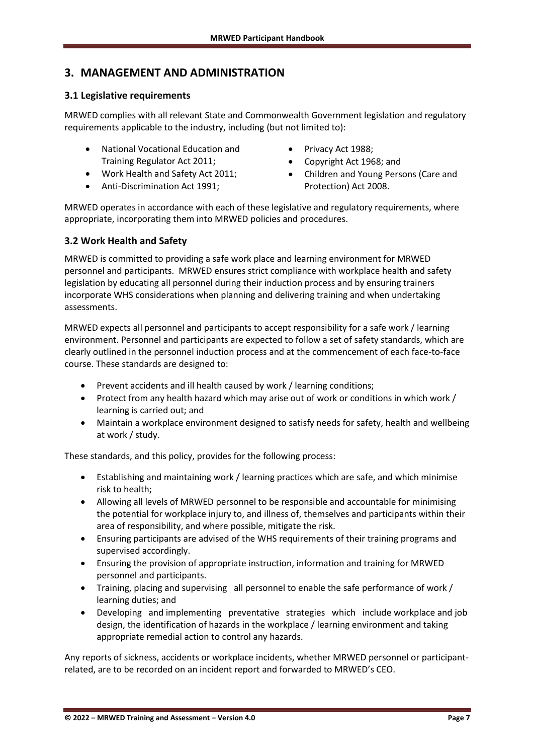## 3. MANAGEMENT AND ADMINISTRATION

### 3.1 Legislative requirements

MRWED complies with all relevant State and Commonwealth Government legislation and regulatory requirements applicable to the industry, including (but not limited to):

- National Vocational Education and Training Regulator Act 2011;
- Work Health and Safety Act 2011;
- Anti-Discrimination Act 1991;
- Privacy Act 1988;
- Copyright Act 1968; and
- Children and Young Persons (Care and Protection) Act 2008.

MRWED operates in accordance with each of these legislative and regulatory requirements, where appropriate, incorporating them into MRWED policies and procedures.

### 3.2 Work Health and Safety

MRWED is committed to providing a safe work place and learning environment for MRWED personnel and participants. MRWED ensures strict compliance with workplace health and safety legislation by educating all personnel during their induction process and by ensuring trainers incorporate WHS considerations when planning and delivering training and when undertaking assessments.

MRWED expects all personnel and participants to accept responsibility for a safe work / learning environment. Personnel and participants are expected to follow a set of safety standards, which are clearly outlined in the personnel induction process and at the commencement of each face-to-face course. These standards are designed to:

- Prevent accidents and ill health caused by work / learning conditions;
- Protect from any health hazard which may arise out of work or conditions in which work / learning is carried out; and
- Maintain a workplace environment designed to satisfy needs for safety, health and wellbeing at work / study.

These standards, and this policy, provides for the following process:

- Establishing and maintaining work / learning practices which are safe, and which minimise risk to health;
- Allowing all levels of MRWED personnel to be responsible and accountable for minimising the potential for workplace injury to, and illness of, themselves and participants within their area of responsibility, and where possible, mitigate the risk.
- Ensuring participants are advised of the WHS requirements of their training programs and supervised accordingly.
- Ensuring the provision of appropriate instruction, information and training for MRWED personnel and participants.
- Training, placing and supervising all personnel to enable the safe performance of work / learning duties; and
- Developing and implementing preventative strategies which include workplace and job design, the identification of hazards in the workplace / learning environment and taking appropriate remedial action to control any hazards.

Any reports of sickness, accidents or workplace incidents, whether MRWED personnel or participant-related, are to be recorded on an incident report and forwarded to MRWED's CEO.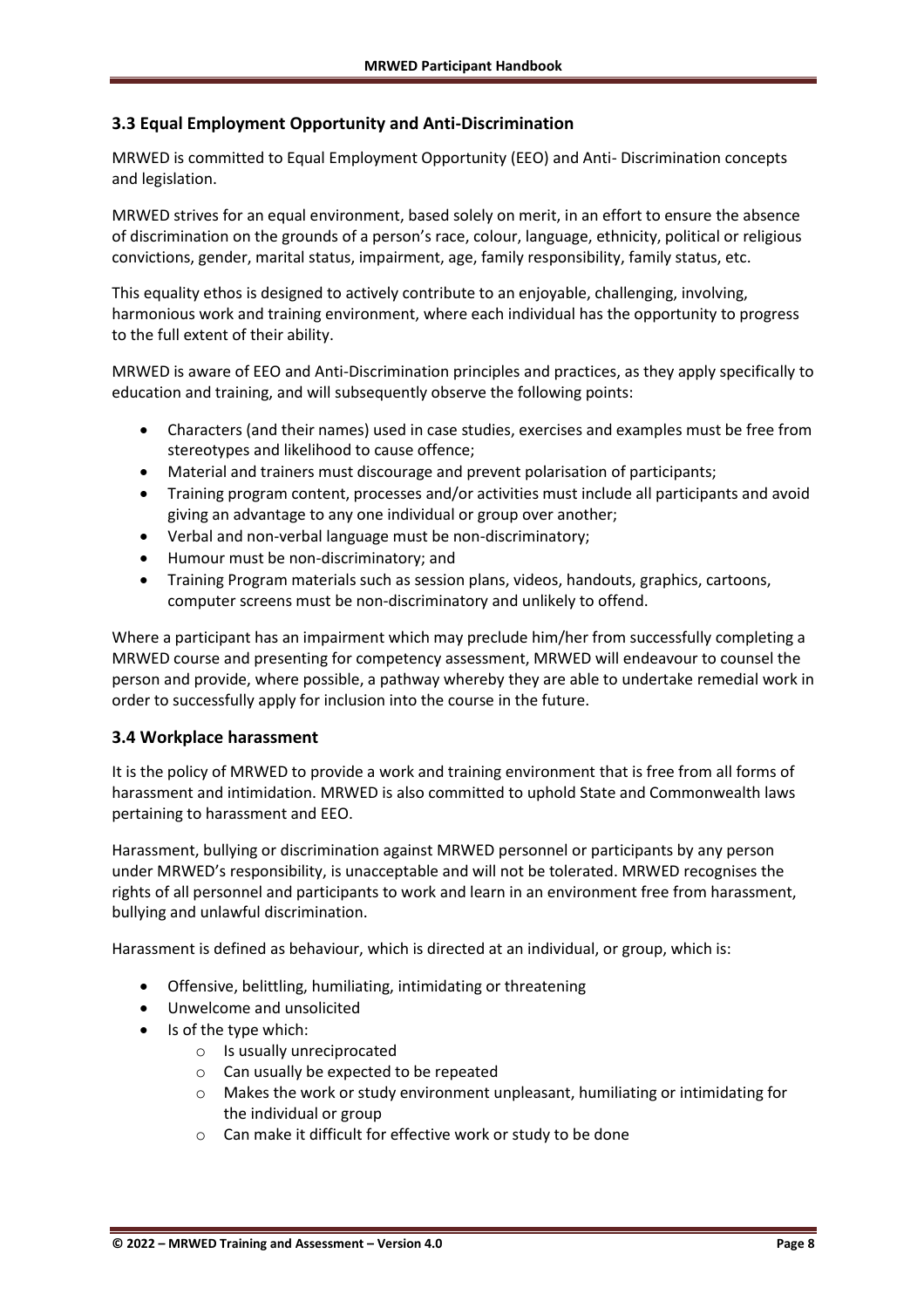## 3.3 Equal Employment Opportunity and Anti-Discrimination

MRWED is committed to Equal Employment Opportunity (EEO) and Anti- Discrimination concepts and legislation.

MRWED strives for an equal environment, based solely on merit, in an effort to ensure the absence of discrimination on the grounds of a person's race, colour, language, ethnicity, political or religious convictions, gender, marital status, impairment, age, family responsibility, family status, etc.

This equality ethos is designed to actively contribute to an enjoyable, challenging, involving, harmonious work and training environment, where each individual has the opportunity to progress to the full extent of their ability.

MRWED is aware of EEO and Anti-Discrimination principles and practices, as they apply specifically to education and training, and will subsequently observe the following points:

- Characters (and their names) used in case studies, exercises and examples must be free from stereotypes and likelihood to cause offence;
- Material and trainers must discourage and prevent polarisation of participants;
- Training program content, processes and/or activities must include all participants and avoid giving an advantage to any one individual or group over another;
- Verbal and non-verbal language must be non-discriminatory;
- Humour must be non-discriminatory; and
- Training Program materials such as session plans, videos, handouts, graphics, cartoons, computer screens must be non-discriminatory and unlikely to offend.

Where a participant has an impairment which may preclude him/her from successfully completing a MRWED course and presenting for competency assessment, MRWED will endeavour to counsel the person and provide, where possible, a pathway whereby they are able to undertake remedial work in order to successfully apply for inclusion into the course in the future.

## 3.4 Workplace harassment

It is the policy of MRWED to provide a work and training environment that is free from all forms of harassment and intimidation. MRWED is also committed to uphold State and Commonwealth laws pertaining to harassment and EEO.

Harassment, bullying or discrimination against MRWED personnel or participants by any person under MRWED's responsibility, is unacceptable and will not be tolerated. MRWED recognises the rights of all personnel and participants to work and learn in an environment free from harassment, bullying and unlawful discrimination.

Harassment is defined as behaviour, which is directed at an individual, or group, which is:

- Offensive, belittling, humiliating, intimidating or threatening
- Unwelcome and unsolicited
- Is of the type which:
  - Is usually unreciprocated
  - Can usually be expected to be repeated
  - Makes the work or study environment unpleasant, humiliating or intimidating for the individual or group
  - Can make it difficult for effective work or study to be done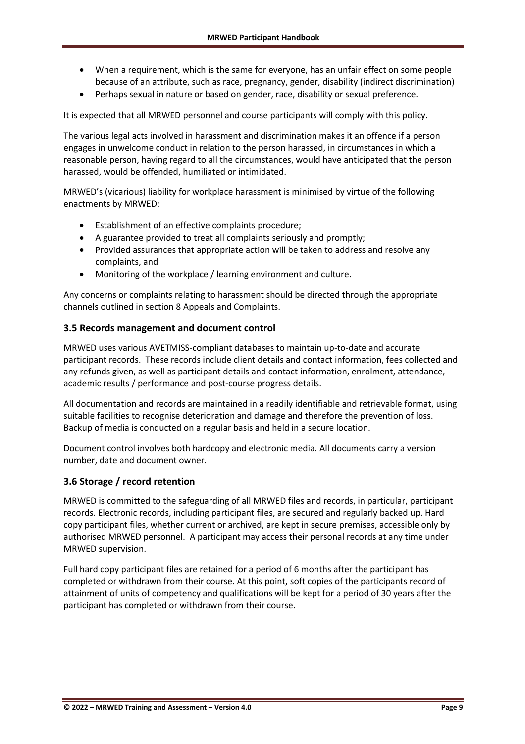- When a requirement, which is the same for everyone, has an unfair effect on some people because of an attribute, such as race, pregnancy, gender, disability (indirect discrimination)
- Perhaps sexual in nature or based on gender, race, disability or sexual preference.

It is expected that all MRWED personnel and course participants will comply with this policy.

The various legal acts involved in harassment and discrimination makes it an offence if a person engages in unwelcome conduct in relation to the person harassed, in circumstances in which a reasonable person, having regard to all the circumstances, would have anticipated that the person harassed, would be offended, humiliated or intimidated.

MRWED's (vicarious) liability for workplace harassment is minimised by virtue of the following enactments by MRWED:

- Establishment of an effective complaints procedure;
- A guarantee provided to treat all complaints seriously and promptly;
- Provided assurances that appropriate action will be taken to address and resolve any complaints, and
- Monitoring of the workplace / learning environment and culture.

Any concerns or complaints relating to harassment should be directed through the appropriate channels outlined in section 8 Appeals and Complaints.

### 3.5 Records management and document control

MRWED uses various AVETMISS-compliant databases to maintain up-to-date and accurate participant records. These records include client details and contact information, fees collected and any refunds given, as well as participant details and contact information, enrolment, attendance, academic results / performance and post-course progress details.

All documentation and records are maintained in a readily identifiable and retrievable format, using suitable facilities to recognise deterioration and damage and therefore the prevention of loss. Backup of media is conducted on a regular basis and held in a secure location.

Document control involves both hardcopy and electronic media. All documents carry a version number, date and document owner.

### 3.6 Storage / record retention

MRWED is committed to the safeguarding of all MRWED files and records, in particular, participant records. Electronic records, including participant files, are secured and regularly backed up. Hard copy participant files, whether current or archived, are kept in secure premises, accessible only by authorised MRWED personnel. A participant may access their personal records at any time under MRWED supervision.

Full hard copy participant files are retained for a period of 6 months after the participant has completed or withdrawn from their course. At this point, soft copies of the participants record of attainment of units of competency and qualifications will be kept for a period of 30 years after the participant has completed or withdrawn from their course.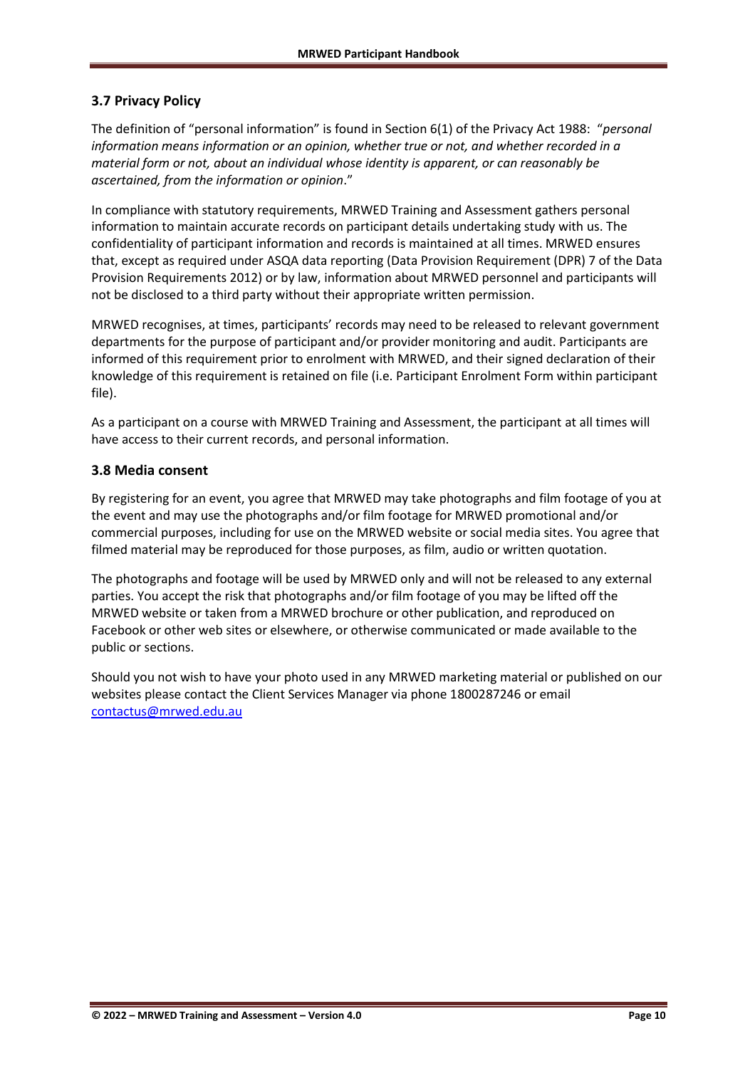### 3.7 Privacy Policy

The definition of "personal information" is found in Section 6(1) of the Privacy Act 1988: "*personal information means information or an opinion, whether true or not, and whether recorded in a material form or not, about an individual whose identity is apparent, or can reasonably be ascertained, from the information or opinion*."

In compliance with statutory requirements, MRWED Training and Assessment gathers personal information to maintain accurate records on participant details undertaking study with us. The confidentiality of participant information and records is maintained at all times. MRWED ensures that, except as required under ASQA data reporting (Data Provision Requirement (DPR) 7 of the Data Provision Requirements 2012) or by law, information about MRWED personnel and participants will not be disclosed to a third party without their appropriate written permission.

MRWED recognises, at times, participants' records may need to be released to relevant government departments for the purpose of participant and/or provider monitoring and audit. Participants are informed of this requirement prior to enrolment with MRWED, and their signed declaration of their knowledge of this requirement is retained on file (i.e. Participant Enrolment Form within participant file).

As a participant on a course with MRWED Training and Assessment, the participant at all times will have access to their current records, and personal information.

### 3.8 Media consent

By registering for an event, you agree that MRWED may take photographs and film footage of you at the event and may use the photographs and/or film footage for MRWED promotional and/or commercial purposes, including for use on the MRWED website or social media sites. You agree that filmed material may be reproduced for those purposes, as film, audio or written quotation.

The photographs and footage will be used by MRWED only and will not be released to any external parties. You accept the risk that photographs and/or film footage of you may be lifted off the MRWED website or taken from a MRWED brochure or other publication, and reproduced on Facebook or other web sites or elsewhere, or otherwise communicated or made available to the public or sections.

Should you not wish to have your photo used in any MRWED marketing material or published on our websites please contact the Client Services Manager via phone 1800287246 or email contactus@mrwed.edu.au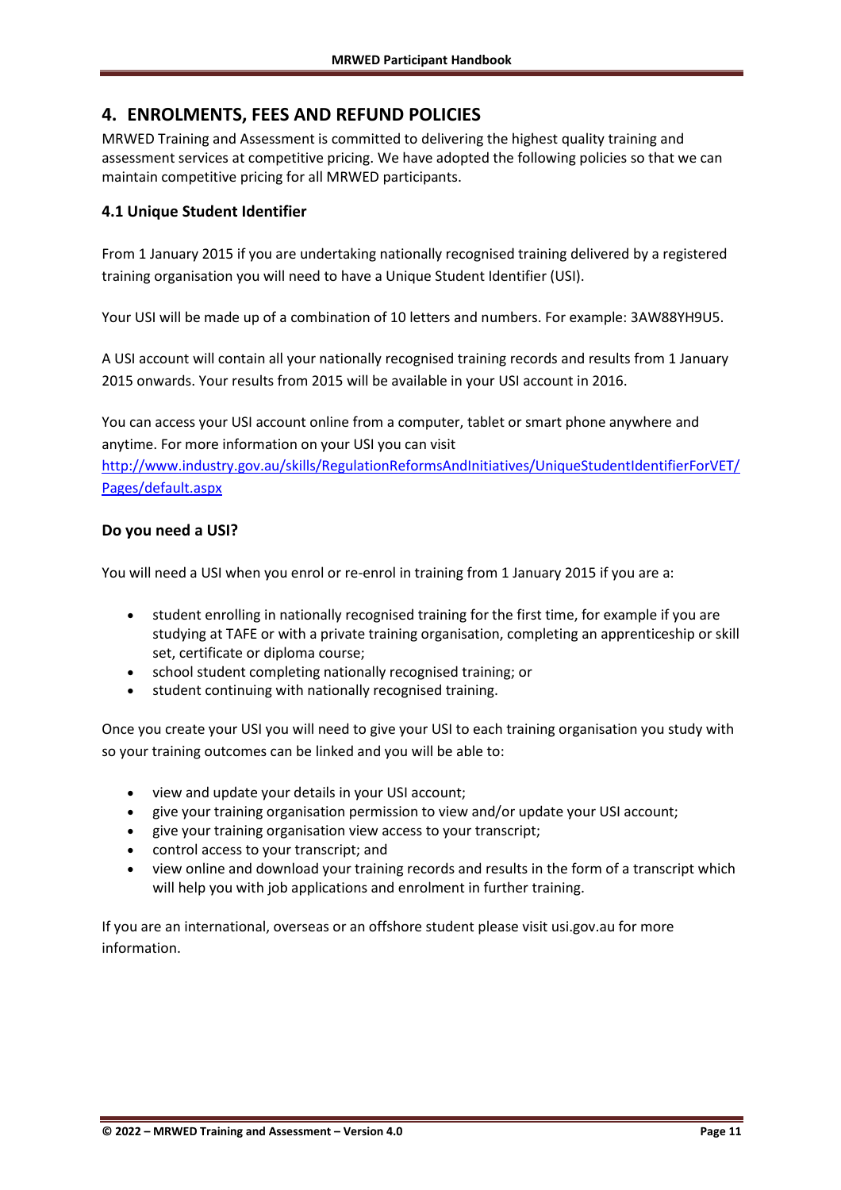# 4. ENROLMENTS, FEES AND REFUND POLICIES

MRWED Training and Assessment is committed to delivering the highest quality training and assessment services at competitive pricing. We have adopted the following policies so that we can maintain competitive pricing for all MRWED participants.

### 4.1 Unique Student Identifier

From 1 January 2015 if you are undertaking nationally recognised training delivered by a registered training organisation you will need to have a Unique Student Identifier (USI).

Your USI will be made up of a combination of 10 letters and numbers. For example: 3AW88YH9U5.

A USI account will contain all your nationally recognised training records and results from 1 January 2015 onwards. Your results from 2015 will be available in your USI account in 2016.

You can access your USI account online from a computer, tablet or smart phone anywhere and anytime. For more information on your USI you can visit [http://www.industry.gov.au/skills/RegulationReformsAndInitiatives/UniqueStudentIdentifierForVET/Pages/default.aspx](http://www.industry.gov.au/skills/RegulationReformsAndInitiatives/UniqueStudentIdentifierForVET/Pages/default.aspx)

### Do you need a USI?

You will need a USI when you enrol or re-enrol in training from 1 January 2015 if you are a:

- student enrolling in nationally recognised training for the first time, for example if you are studying at TAFE or with a private training organisation, completing an apprenticeship or skill set, certificate or diploma course;
- school student completing nationally recognised training; or
- student continuing with nationally recognised training.

Once you create your USI you will need to give your USI to each training organisation you study with so your training outcomes can be linked and you will be able to:

- view and update your details in your USI account;
- give your training organisation permission to view and/or update your USI account;
- give your training organisation view access to your transcript;
- control access to your transcript; and
- view online and download your training records and results in the form of a transcript which will help you with job applications and enrolment in further training.

If you are an international, overseas or an offshore student please visit usi.gov.au for more information.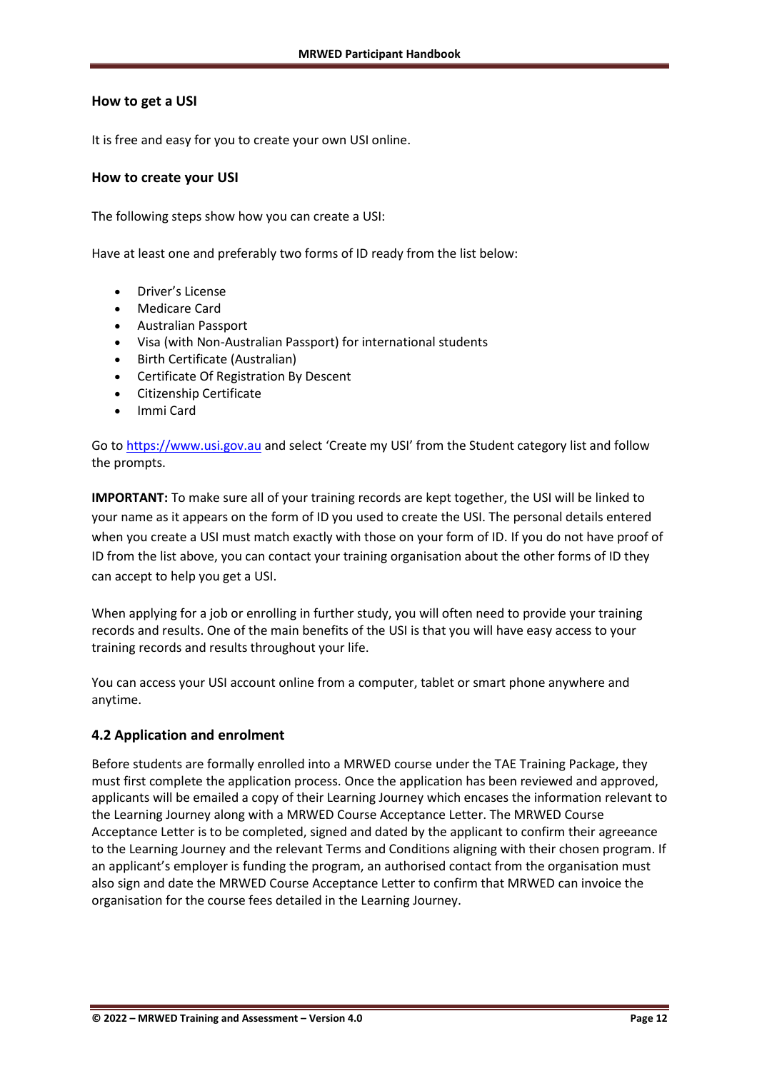### How to get a USI

It is free and easy for you to create your own USI online.

### How to create your USI

The following steps show how you can create a USI:

Have at least one and preferably two forms of ID ready from the list below:

- Driver's License
- Medicare Card
- Australian Passport
- Visa (with Non-Australian Passport) for international students
- Birth Certificate (Australian)
- Certificate Of Registration By Descent
- Citizenship Certificate
- Immi Card

Go to [https://www.usi.gov.au](https://www.usi.gov.au) and select 'Create my USI' from the Student category list and follow the prompts.

**IMPORTANT:** To make sure all of your training records are kept together, the USI will be linked to your name as it appears on the form of ID you used to create the USI. The personal details entered when you create a USI must match exactly with those on your form of ID. If you do not have proof of ID from the list above, you can contact your training organisation about the other forms of ID they can accept to help you get a USI.

When applying for a job or enrolling in further study, you will often need to provide your training records and results. One of the main benefits of the USI is that you will have easy access to your training records and results throughout your life.

You can access your USI account online from a computer, tablet or smart phone anywhere and anytime.

## 4.2 Application and enrolment

Before students are formally enrolled into a MRWED course under the TAE Training Package, they must first complete the application process. Once the application has been reviewed and approved, applicants will be emailed a copy of their Learning Journey which encases the information relevant to the Learning Journey along with a MRWED Course Acceptance Letter. The MRWED Course Acceptance Letter is to be completed, signed and dated by the applicant to confirm their agreeance to the Learning Journey and the relevant Terms and Conditions aligning with their chosen program. If an applicant's employer is funding the program, an authorised contact from the organisation must also sign and date the MRWED Course Acceptance Letter to confirm that MRWED can invoice the organisation for the course fees detailed in the Learning Journey.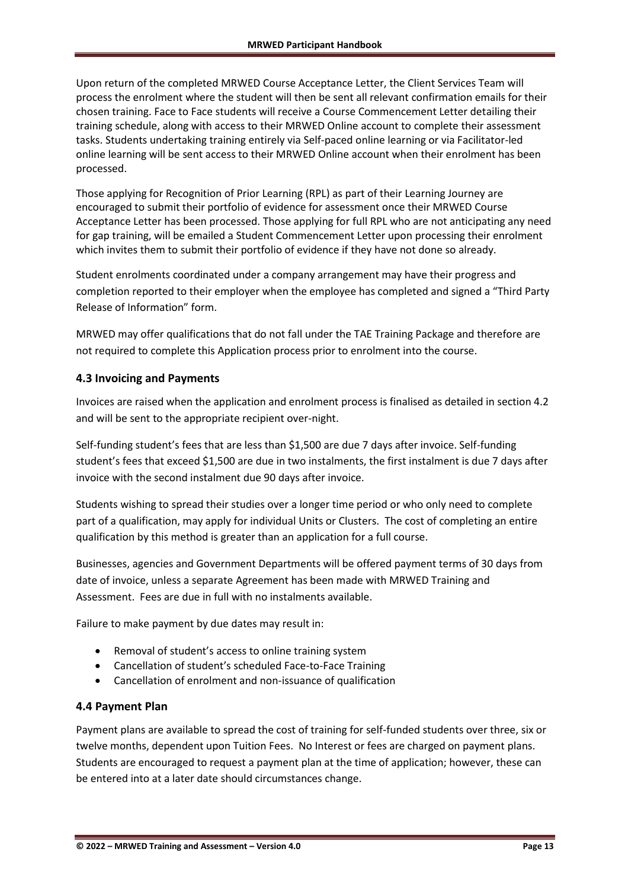Upon return of the completed MRWED Course Acceptance Letter, the Client Services Team will process the enrolment where the student will then be sent all relevant confirmation emails for their chosen training. Face to Face students will receive a Course Commencement Letter detailing their training schedule, along with access to their MRWED Online account to complete their assessment tasks. Students undertaking training entirely via Self-paced online learning or via Facilitator-led online learning will be sent access to their MRWED Online account when their enrolment has been processed.

Those applying for Recognition of Prior Learning (RPL) as part of their Learning Journey are encouraged to submit their portfolio of evidence for assessment once their MRWED Course Acceptance Letter has been processed. Those applying for full RPL who are not anticipating any need for gap training, will be emailed a Student Commencement Letter upon processing their enrolment which invites them to submit their portfolio of evidence if they have not done so already.

Student enrolments coordinated under a company arrangement may have their progress and completion reported to their employer when the employee has completed and signed a "Third Party Release of Information" form.

MRWED may offer qualifications that do not fall under the TAE Training Package and therefore are not required to complete this Application process prior to enrolment into the course.

### 4.3 Invoicing and Payments

Invoices are raised when the application and enrolment process is finalised as detailed in section 4.2 and will be sent to the appropriate recipient over-night.

Self-funding student's fees that are less than $1,500 are due 7 days after invoice. Self-funding student's fees that exceed $1,500 are due in two instalments, the first instalment is due 7 days after invoice with the second instalment due 90 days after invoice.

Students wishing to spread their studies over a longer time period or who only need to complete part of a qualification, may apply for individual Units or Clusters. The cost of completing an entire qualification by this method is greater than an application for a full course.

Businesses, agencies and Government Departments will be offered payment terms of 30 days from date of invoice, unless a separate Agreement has been made with MRWED Training and Assessment. Fees are due in full with no instalments available.

Failure to make payment by due dates may result in:

- Removal of student's access to online training system
- Cancellation of student's scheduled Face-to-Face Training
- Cancellation of enrolment and non-issuance of qualification

### 4.4 Payment Plan

Payment plans are available to spread the cost of training for self-funded students over three, six or twelve months, dependent upon Tuition Fees. No Interest or fees are charged on payment plans. Students are encouraged to request a payment plan at the time of application; however, these can be entered into at a later date should circumstances change.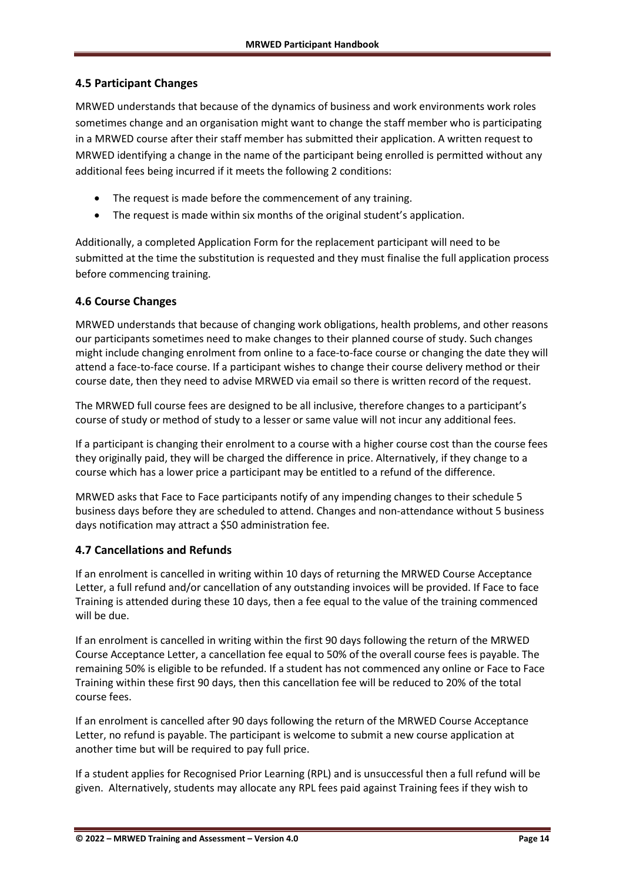### 4.5 Participant Changes

MRWED understands that because of the dynamics of business and work environments work roles sometimes change and an organisation might want to change the staff member who is participating in a MRWED course after their staff member has submitted their application. A written request to MRWED identifying a change in the name of the participant being enrolled is permitted without any additional fees being incurred if it meets the following 2 conditions:

- The request is made before the commencement of any training.
- The request is made within six months of the original student's application.

Additionally, a completed Application Form for the replacement participant will need to be submitted at the time the substitution is requested and they must finalise the full application process before commencing training.

### 4.6 Course Changes

MRWED understands that because of changing work obligations, health problems, and other reasons our participants sometimes need to make changes to their planned course of study. Such changes might include changing enrolment from online to a face-to-face course or changing the date they will attend a face-to-face course. If a participant wishes to change their course delivery method or their course date, then they need to advise MRWED via email so there is written record of the request.

The MRWED full course fees are designed to be all inclusive, therefore changes to a participant's course of study or method of study to a lesser or same value will not incur any additional fees.

If a participant is changing their enrolment to a course with a higher course cost than the course fees they originally paid, they will be charged the difference in price. Alternatively, if they change to a course which has a lower price a participant may be entitled to a refund of the difference.

MRWED asks that Face to Face participants notify of any impending changes to their schedule 5 business days before they are scheduled to attend. Changes and non-attendance without 5 business days notification may attract a $50 administration fee.

### 4.7 Cancellations and Refunds

If an enrolment is cancelled in writing within 10 days of returning the MRWED Course Acceptance Letter, a full refund and/or cancellation of any outstanding invoices will be provided. If Face to face Training is attended during these 10 days, then a fee equal to the value of the training commenced will be due.

If an enrolment is cancelled in writing within the first 90 days following the return of the MRWED Course Acceptance Letter, a cancellation fee equal to 50% of the overall course fees is payable. The remaining 50% is eligible to be refunded. If a student has not commenced any online or Face to Face Training within these first 90 days, then this cancellation fee will be reduced to 20% of the total course fees.

If an enrolment is cancelled after 90 days following the return of the MRWED Course Acceptance Letter, no refund is payable. The participant is welcome to submit a new course application at another time but will be required to pay full price.

If a student applies for Recognised Prior Learning (RPL) and is unsuccessful then a full refund will be given. Alternatively, students may allocate any RPL fees paid against Training fees if they wish to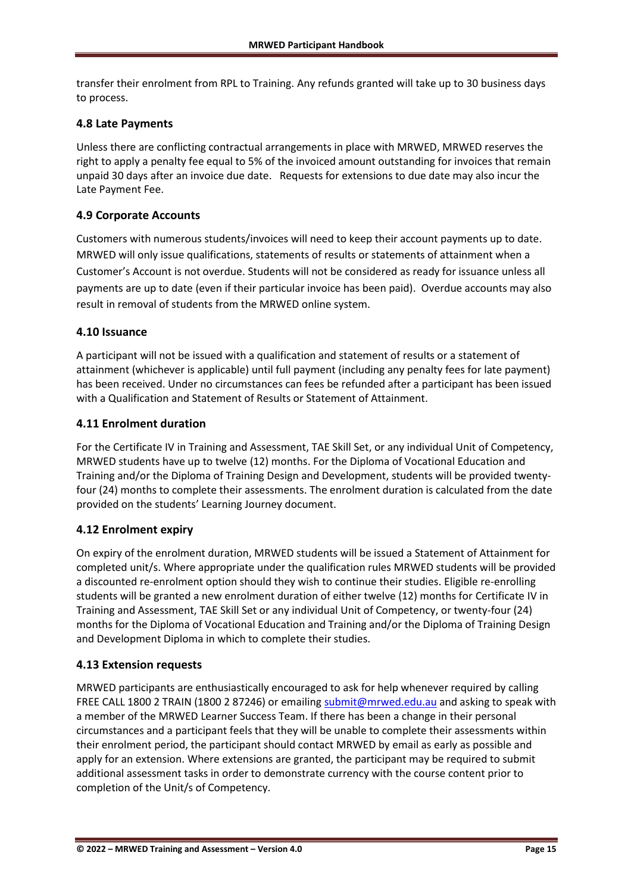transfer their enrolment from RPL to Training. Any refunds granted will take up to 30 business days to process.

### 4.8 Late Payments

Unless there are conflicting contractual arrangements in place with MRWED, MRWED reserves the right to apply a penalty fee equal to 5% of the invoiced amount outstanding for invoices that remain unpaid 30 days after an invoice due date. Requests for extensions to due date may also incur the Late Payment Fee.

### 4.9 Corporate Accounts

Customers with numerous students/invoices will need to keep their account payments up to date. MRWED will only issue qualifications, statements of results or statements of attainment when a Customer's Account is not overdue. Students will not be considered as ready for issuance unless all payments are up to date (even if their particular invoice has been paid). Overdue accounts may also result in removal of students from the MRWED online system.

### 4.10 Issuance

A participant will not be issued with a qualification and statement of results or a statement of attainment (whichever is applicable) until full payment (including any penalty fees for late payment) has been received. Under no circumstances can fees be refunded after a participant has been issued with a Qualification and Statement of Results or Statement of Attainment.

### 4.11 Enrolment duration

For the Certificate IV in Training and Assessment, TAE Skill Set, or any individual Unit of Competency, MRWED students have up to twelve (12) months. For the Diploma of Vocational Education and Training and/or the Diploma of Training Design and Development, students will be provided twenty-four (24) months to complete their assessments. The enrolment duration is calculated from the date provided on the students' Learning Journey document.

### 4.12 Enrolment expiry

On expiry of the enrolment duration, MRWED students will be issued a Statement of Attainment for completed unit/s. Where appropriate under the qualification rules MRWED students will be provided a discounted re-enrolment option should they wish to continue their studies. Eligible re-enrolling students will be granted a new enrolment duration of either twelve (12) months for Certificate IV in Training and Assessment, TAE Skill Set or any individual Unit of Competency, or twenty-four (24) months for the Diploma of Vocational Education and Training and/or the Diploma of Training Design and Development Diploma in which to complete their studies.

### 4.13 Extension requests

MRWED participants are enthusiastically encouraged to ask for help whenever required by calling FREE CALL 1800 2 TRAIN (1800 2 87246) or emailing submit@mrwed.edu.au and asking to speak with a member of the MRWED Learner Success Team. If there has been a change in their personal circumstances and a participant feels that they will be unable to complete their assessments within their enrolment period, the participant should contact MRWED by email as early as possible and apply for an extension. Where extensions are granted, the participant may be required to submit additional assessment tasks in order to demonstrate currency with the course content prior to completion of the Unit/s of Competency.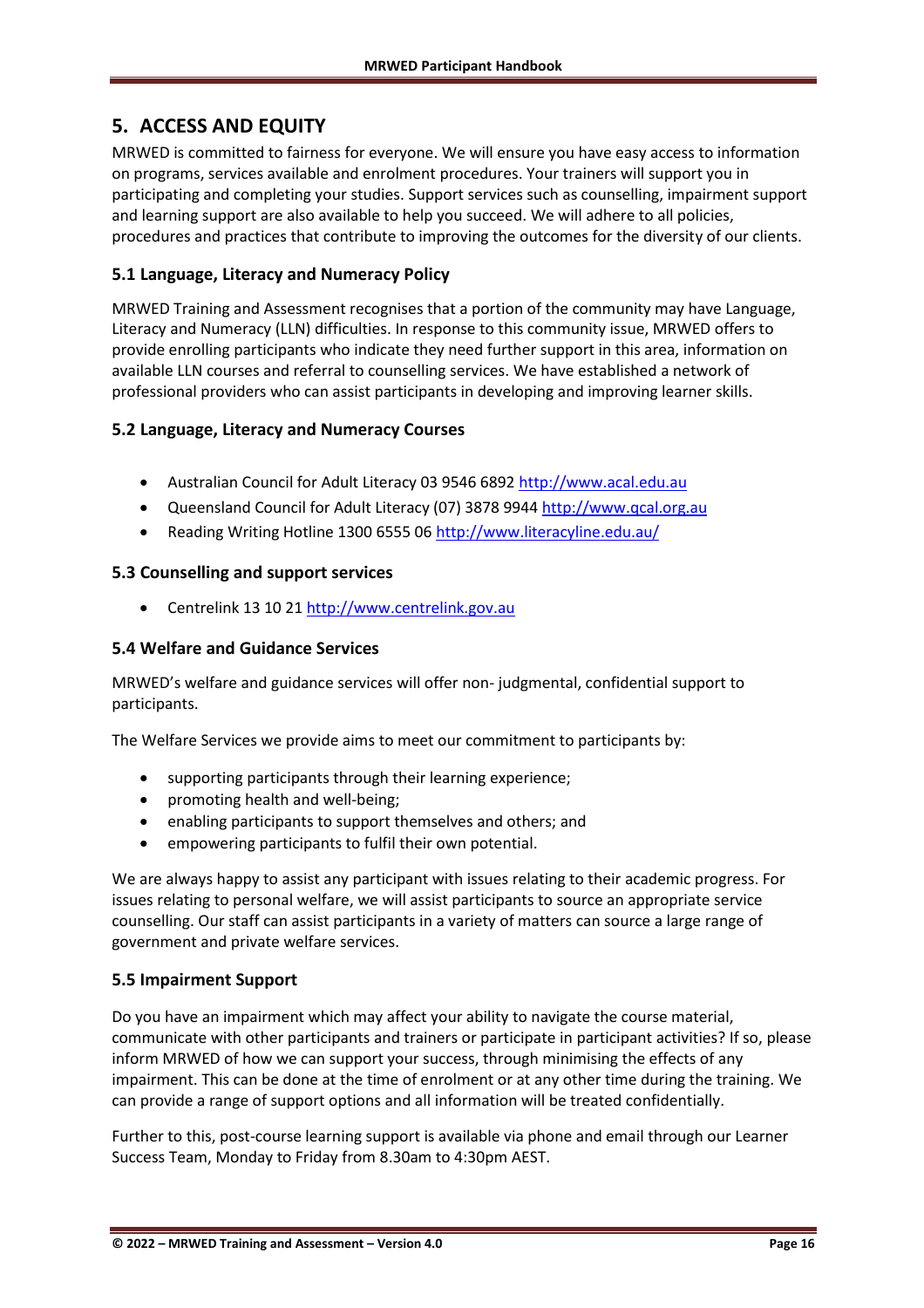# 5. ACCESS AND EQUITY

MRWED is committed to fairness for everyone. We will ensure you have easy access to information on programs, services available and enrolment procedures. Your trainers will support you in participating and completing your studies. Support services such as counselling, impairment support and learning support are also available to help you succeed. We will adhere to all policies, procedures and practices that contribute to improving the outcomes for the diversity of our clients.

## 5.1 Language, Literacy and Numeracy Policy

MRWED Training and Assessment recognises that a portion of the community may have Language, Literacy and Numeracy (LLN) difficulties. In response to this community issue, MRWED offers to provide enrolling participants who indicate they need further support in this area, information on available LLN courses and referral to counselling services. We have established a network of professional providers who can assist participants in developing and improving learner skills.

## 5.2 Language, Literacy and Numeracy Courses

- Australian Council for Adult Literacy 03 9546 6892 http://www.acal.edu.au
- Queensland Council for Adult Literacy (07) 3878 9944 http://www.qcal.org.au
- Reading Writing Hotline 1300 6555 06 http://www.literacyline.edu.au/

## 5.3 Counselling and support services

- Centrelink 13 10 21 http://www.centrelink.gov.au

## 5.4 Welfare and Guidance Services

MRWED's welfare and guidance services will offer non- judgmental, confidential support to participants.

The Welfare Services we provide aims to meet our commitment to participants by:

- supporting participants through their learning experience;
- promoting health and well-being;
- enabling participants to support themselves and others; and
- empowering participants to fulfil their own potential.

We are always happy to assist any participant with issues relating to their academic progress. For issues relating to personal welfare, we will assist participants to source an appropriate service counselling. Our staff can assist participants in a variety of matters can source a large range of government and private welfare services.

## 5.5 Impairment Support

Do you have an impairment which may affect your ability to navigate the course material, communicate with other participants and trainers or participate in participant activities? If so, please inform MRWED of how we can support your success, through minimising the effects of any impairment. This can be done at the time of enrolment or at any other time during the training. We can provide a range of support options and all information will be treated confidentially.

Further to this, post-course learning support is available via phone and email through our Learner Success Team, Monday to Friday from 8.30am to 4:30pm AEST.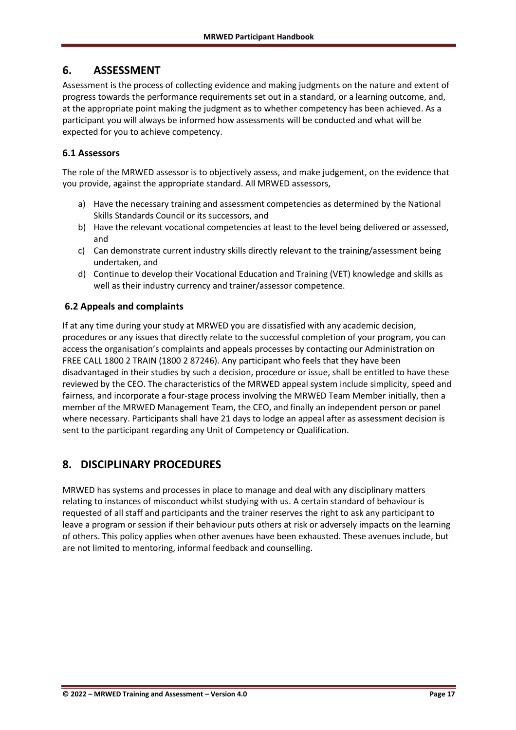## 6. ASSESSMENT

Assessment is the process of collecting evidence and making judgments on the nature and extent of progress towards the performance requirements set out in a standard, or a learning outcome, and, at the appropriate point making the judgment as to whether competency has been achieved. As a participant you will always be informed how assessments will be conducted and what will be expected for you to achieve competency.

### 6.1 Assessors

The role of the MRWED assessor is to objectively assess, and make judgement, on the evidence that you provide, against the appropriate standard. All MRWED assessors,

a) Have the necessary training and assessment competencies as determined by the National Skills Standards Council or its successors, and
b) Have the relevant vocational competencies at least to the level being delivered or assessed, and
c) Can demonstrate current industry skills directly relevant to the training/assessment being undertaken, and
d) Continue to develop their Vocational Education and Training (VET) knowledge and skills as well as their industry currency and trainer/assessor competence.

### 6.2 Appeals and complaints

If at any time during your study at MRWED you are dissatisfied with any academic decision, procedures or any issues that directly relate to the successful completion of your program, you can access the organisation's complaints and appeals processes by contacting our Administration on FREE CALL 1800 2 TRAIN (1800 2 87246). Any participant who feels that they have been disadvantaged in their studies by such a decision, procedure or issue, shall be entitled to have these reviewed by the CEO. The characteristics of the MRWED appeal system include simplicity, speed and fairness, and incorporate a four-stage process involving the MRWED Team Member initially, then a member of the MRWED Management Team, the CEO, and finally an independent person or panel where necessary. Participants shall have 21 days to lodge an appeal after as assessment decision is sent to the participant regarding any Unit of Competency or Qualification.

## 8. DISCIPLINARY PROCEDURES

MRWED has systems and processes in place to manage and deal with any disciplinary matters relating to instances of misconduct whilst studying with us. A certain standard of behaviour is requested of all staff and participants and the trainer reserves the right to ask any participant to leave a program or session if their behaviour puts others at risk or adversely impacts on the learning of others. This policy applies when other avenues have been exhausted. These avenues include, but are not limited to mentoring, informal feedback and counselling.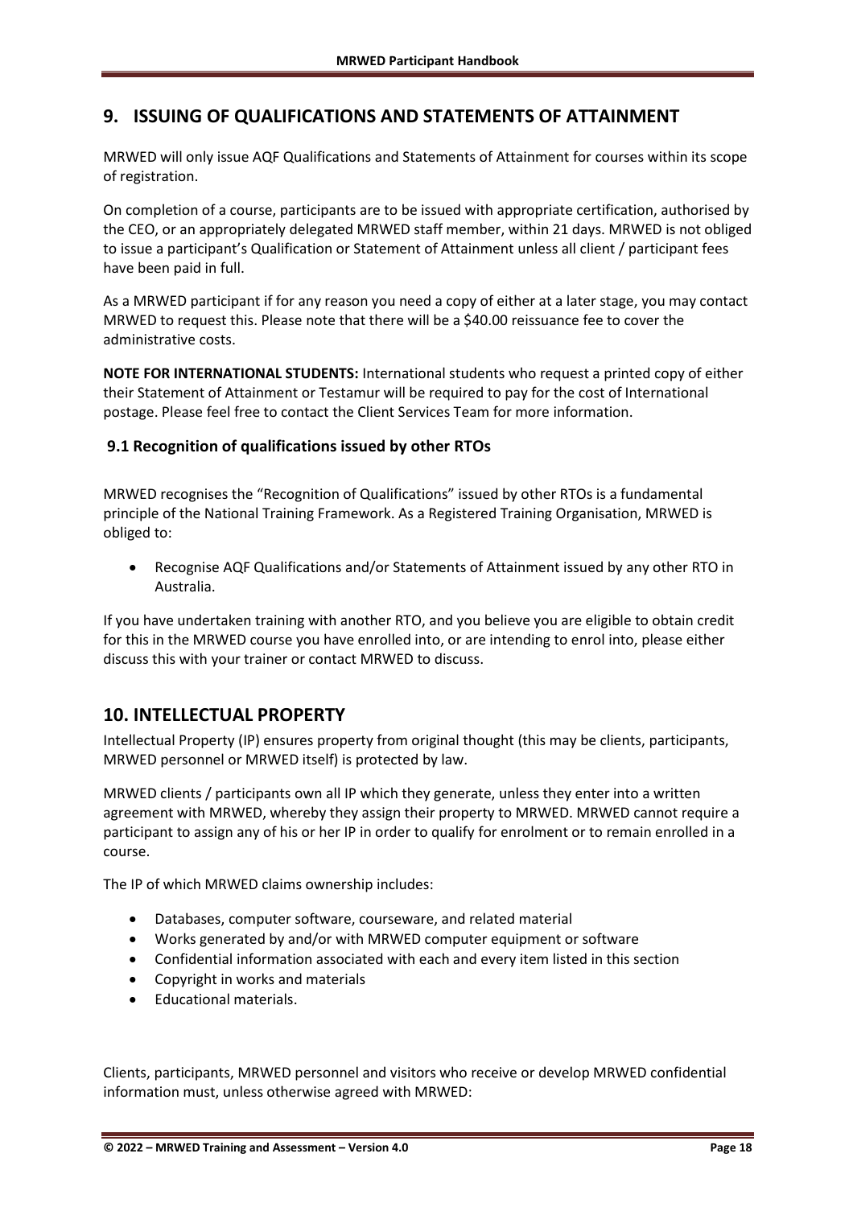## 9. ISSUING OF QUALIFICATIONS AND STATEMENTS OF ATTAINMENT

MRWED will only issue AQF Qualifications and Statements of Attainment for courses within its scope of registration.

On completion of a course, participants are to be issued with appropriate certification, authorised by the CEO, or an appropriately delegated MRWED staff member, within 21 days. MRWED is not obliged to issue a participant's Qualification or Statement of Attainment unless all client / participant fees have been paid in full.

As a MRWED participant if for any reason you need a copy of either at a later stage, you may contact MRWED to request this. Please note that there will be a $40.00 reissuance fee to cover the administrative costs.

**NOTE FOR INTERNATIONAL STUDENTS:** International students who request a printed copy of either their Statement of Attainment or Testamur will be required to pay for the cost of International postage. Please feel free to contact the Client Services Team for more information.

### 9.1 Recognition of qualifications issued by other RTOs

MRWED recognises the "Recognition of Qualifications" issued by other RTOs is a fundamental principle of the National Training Framework. As a Registered Training Organisation, MRWED is obliged to:

- Recognise AQF Qualifications and/or Statements of Attainment issued by any other RTO in Australia.

If you have undertaken training with another RTO, and you believe you are eligible to obtain credit for this in the MRWED course you have enrolled into, or are intending to enrol into, please either discuss this with your trainer or contact MRWED to discuss.

## 10. INTELLECTUAL PROPERTY

Intellectual Property (IP) ensures property from original thought (this may be clients, participants, MRWED personnel or MRWED itself) is protected by law.

MRWED clients / participants own all IP which they generate, unless they enter into a written agreement with MRWED, whereby they assign their property to MRWED. MRWED cannot require a participant to assign any of his or her IP in order to qualify for enrolment or to remain enrolled in a course.

The IP of which MRWED claims ownership includes:

- Databases, computer software, courseware, and related material
- Works generated by and/or with MRWED computer equipment or software
- Confidential information associated with each and every item listed in this section
- Copyright in works and materials
- Educational materials.

Clients, participants, MRWED personnel and visitors who receive or develop MRWED confidential information must, unless otherwise agreed with MRWED: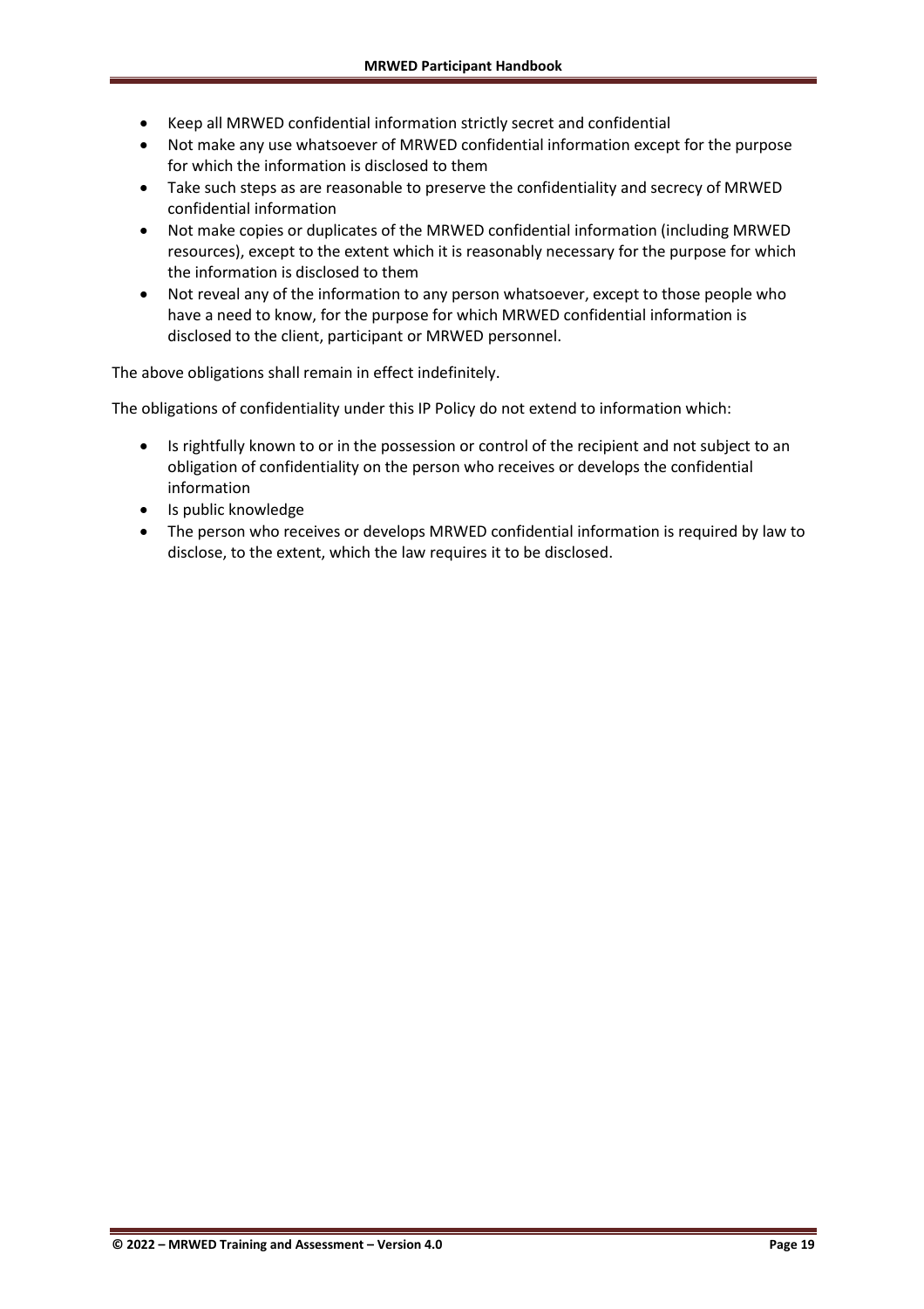- Keep all MRWED confidential information strictly secret and confidential
- Not make any use whatsoever of MRWED confidential information except for the purpose for which the information is disclosed to them
- Take such steps as are reasonable to preserve the confidentiality and secrecy of MRWED confidential information
- Not make copies or duplicates of the MRWED confidential information (including MRWED resources), except to the extent which it is reasonably necessary for the purpose for which the information is disclosed to them
- Not reveal any of the information to any person whatsoever, except to those people who have a need to know, for the purpose for which MRWED confidential information is disclosed to the client, participant or MRWED personnel.

The above obligations shall remain in effect indefinitely.

The obligations of confidentiality under this IP Policy do not extend to information which:

- Is rightfully known to or in the possession or control of the recipient and not subject to an obligation of confidentiality on the person who receives or develops the confidential information
- Is public knowledge
- The person who receives or develops MRWED confidential information is required by law to disclose, to the extent, which the law requires it to be disclosed.